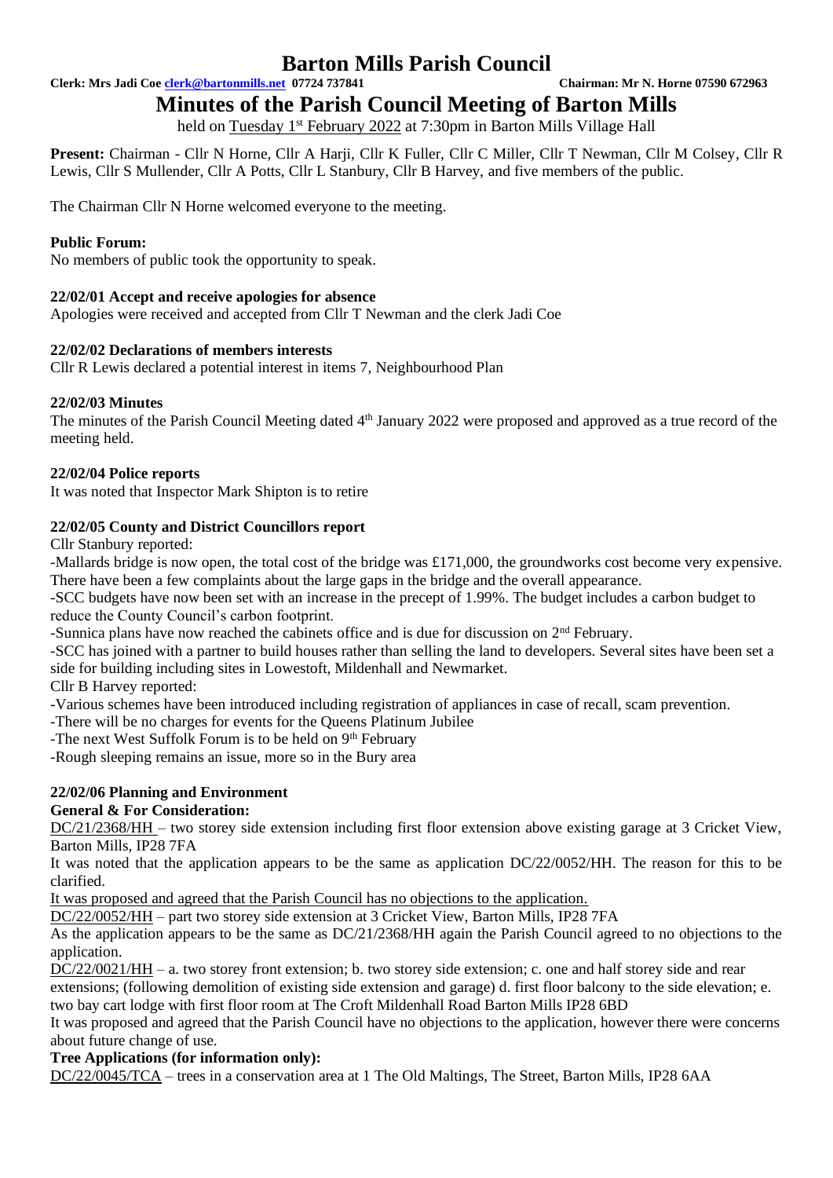# Barton Mills Parish Council

**Clerk: Mrs Jadi Coe clerk@bartonmills.net 07724 737841** **Chairman: Mr N. Horne 07590 672963**

## Minutes of the Parish Council Meeting of Barton Mills

held on Tuesday 1st February 2022 at 7:30pm in Barton Mills Village Hall

**Present:** Chairman - Cllr N Horne, Cllr A Harji, Cllr K Fuller, Cllr C Miller, Cllr T Newman, Cllr M Colsey, Cllr R Lewis, Cllr S Mullender, Cllr A Potts, Cllr L Stanbury, Cllr B Harvey, and five members of the public.

The Chairman Cllr N Horne welcomed everyone to the meeting.

**Public Forum:**

No members of public took the opportunity to speak.

**22/02/01 Accept and receive apologies for absence**

Apologies were received and accepted from Cllr T Newman and the clerk Jadi Coe

**22/02/02 Declarations of members interests**

Cllr R Lewis declared a potential interest in items 7, Neighbourhood Plan

**22/02/03 Minutes**

The minutes of the Parish Council Meeting dated 4th January 2022 were proposed and approved as a true record of the meeting held.

**22/02/04 Police reports**

It was noted that Inspector Mark Shipton is to retire

**22/02/05 County and District Councillors report**

Cllr Stanbury reported:

-Mallards bridge is now open, the total cost of the bridge was £171,000, the groundworks cost become very expensive. There have been a few complaints about the large gaps in the bridge and the overall appearance.

-SCC budgets have now been set with an increase in the precept of 1.99%. The budget includes a carbon budget to reduce the County Council's carbon footprint.

-Sunnica plans have now reached the cabinets office and is due for discussion on 2nd February.

-SCC has joined with a partner to build houses rather than selling the land to developers. Several sites have been set a side for building including sites in Lowestoft, Mildenhall and Newmarket.

Cllr B Harvey reported:

-Various schemes have been introduced including registration of appliances in case of recall, scam prevention.

-There will be no charges for events for the Queens Platinum Jubilee

-The next West Suffolk Forum is to be held on 9th February

-Rough sleeping remains an issue, more so in the Bury area

**22/02/06 Planning and Environment**

**General & For Consideration:**

DC/21/2368/HH – two storey side extension including first floor extension above existing garage at 3 Cricket View, Barton Mills, IP28 7FA

It was noted that the application appears to be the same as application DC/22/0052/HH. The reason for this to be clarified.

It was proposed and agreed that the Parish Council has no objections to the application.

DC/22/0052/HH – part two storey side extension at 3 Cricket View, Barton Mills, IP28 7FA

As the application appears to be the same as DC/21/2368/HH again the Parish Council agreed to no objections to the application.

DC/22/0021/HH – a. two storey front extension; b. two storey side extension; c. one and half storey side and rear extensions; (following demolition of existing side extension and garage) d. first floor balcony to the side elevation; e. two bay cart lodge with first floor room at The Croft Mildenhall Road Barton Mills IP28 6BD

It was proposed and agreed that the Parish Council have no objections to the application, however there were concerns about future change of use.

**Tree Applications (for information only):**

DC/22/0045/TCA – trees in a conservation area at 1 The Old Maltings, The Street, Barton Mills, IP28 6AA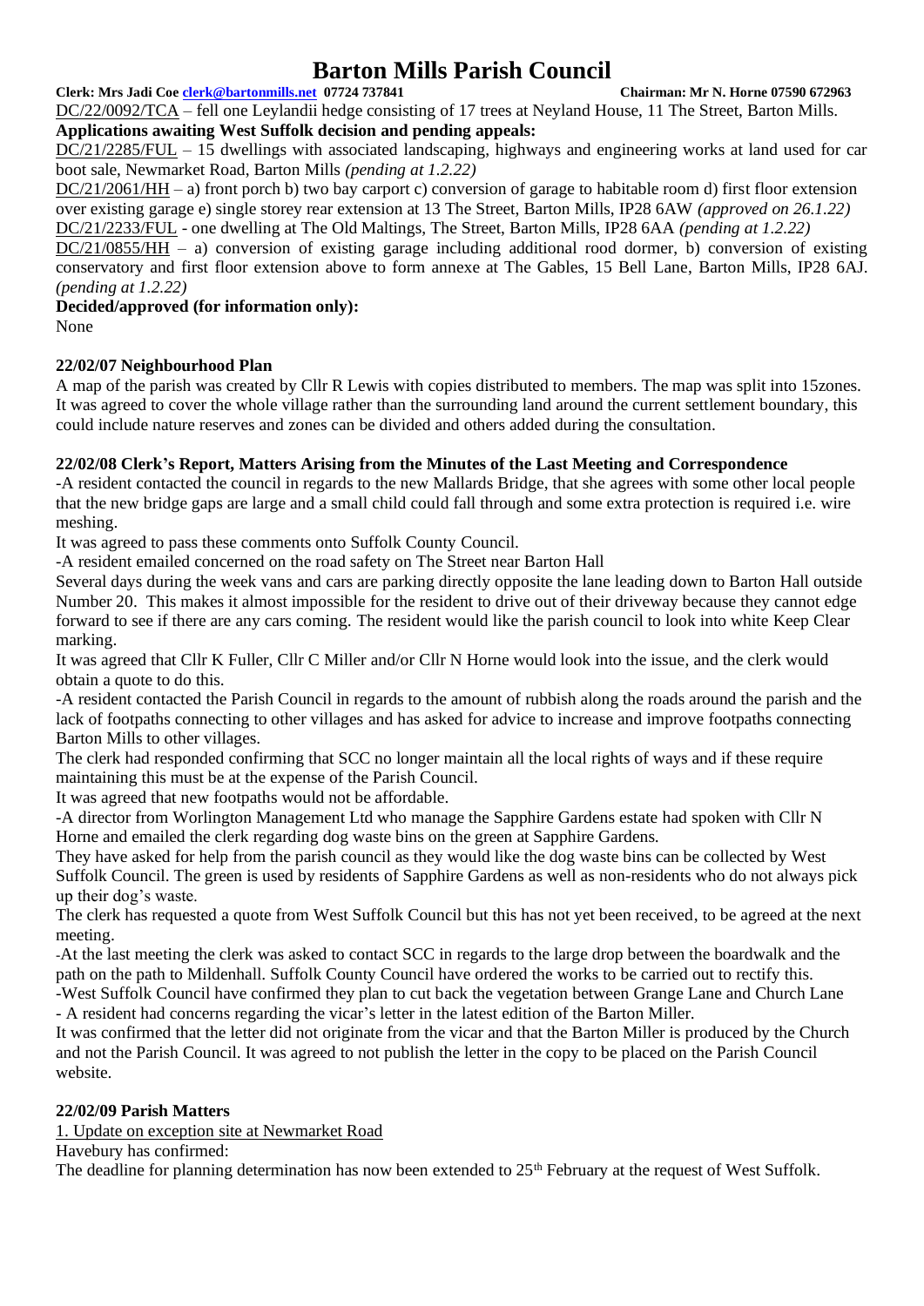DC/22/0092/TCA – fell one Leylandii hedge consisting of 17 trees at Neyland House, 11 The Street, Barton Mills.

**Applications awaiting West Suffolk decision and pending appeals:**

DC/21/2285/FUL – 15 dwellings with associated landscaping, highways and engineering works at land used for car boot sale, Newmarket Road, Barton Mills *(pending at 1.2.22)*

DC/21/2061/HH – a) front porch b) two bay carport c) conversion of garage to habitable room d) first floor extension over existing garage e) single storey rear extension at 13 The Street, Barton Mills, IP28 6AW *(approved on 26.1.22)*

DC/21/2233/FUL - one dwelling at The Old Maltings, The Street, Barton Mills, IP28 6AA *(pending at 1.2.22)*

DC/21/0855/HH – a) conversion of existing garage including additional rood dormer, b) conversion of existing conservatory and first floor extension above to form annexe at The Gables, 15 Bell Lane, Barton Mills, IP28 6AJ. *(pending at 1.2.22)*

**Decided/approved (for information only):**

None

**22/02/07 Neighbourhood Plan**

A map of the parish was created by Cllr R Lewis with copies distributed to members. The map was split into 15zones. It was agreed to cover the whole village rather than the surrounding land around the current settlement boundary, this could include nature reserves and zones can be divided and others added during the consultation.

**22/02/08 Clerk's Report, Matters Arising from the Minutes of the Last Meeting and Correspondence**

-A resident contacted the council in regards to the new Mallards Bridge, that she agrees with some other local people that the new bridge gaps are large and a small child could fall through and some extra protection is required i.e. wire meshing.

It was agreed to pass these comments onto Suffolk County Council.

-A resident emailed concerned on the road safety on The Street near Barton Hall

Several days during the week vans and cars are parking directly opposite the lane leading down to Barton Hall outside Number 20. This makes it almost impossible for the resident to drive out of their driveway because they cannot edge forward to see if there are any cars coming. The resident would like the parish council to look into white Keep Clear marking.

It was agreed that Cllr K Fuller, Cllr C Miller and/or Cllr N Horne would look into the issue, and the clerk would obtain a quote to do this.

-A resident contacted the Parish Council in regards to the amount of rubbish along the roads around the parish and the lack of footpaths connecting to other villages and has asked for advice to increase and improve footpaths connecting Barton Mills to other villages.

The clerk had responded confirming that SCC no longer maintain all the local rights of ways and if these require maintaining this must be at the expense of the Parish Council.

It was agreed that new footpaths would not be affordable.

-A director from Worlington Management Ltd who manage the Sapphire Gardens estate had spoken with Cllr N Horne and emailed the clerk regarding dog waste bins on the green at Sapphire Gardens.

They have asked for help from the parish council as they would like the dog waste bins can be collected by West Suffolk Council. The green is used by residents of Sapphire Gardens as well as non-residents who do not always pick up their dog's waste.

The clerk has requested a quote from West Suffolk Council but this has not yet been received, to be agreed at the next meeting.

-At the last meeting the clerk was asked to contact SCC in regards to the large drop between the boardwalk and the path on the path to Mildenhall. Suffolk County Council have ordered the works to be carried out to rectify this.

-West Suffolk Council have confirmed they plan to cut back the vegetation between Grange Lane and Church Lane

- A resident had concerns regarding the vicar's letter in the latest edition of the Barton Miller.

It was confirmed that the letter did not originate from the vicar and that the Barton Miller is produced by the Church and not the Parish Council. It was agreed to not publish the letter in the copy to be placed on the Parish Council website.

**22/02/09 Parish Matters**

1. Update on exception site at Newmarket Road

Havebury has confirmed:

The deadline for planning determination has now been extended to 25th February at the request of West Suffolk.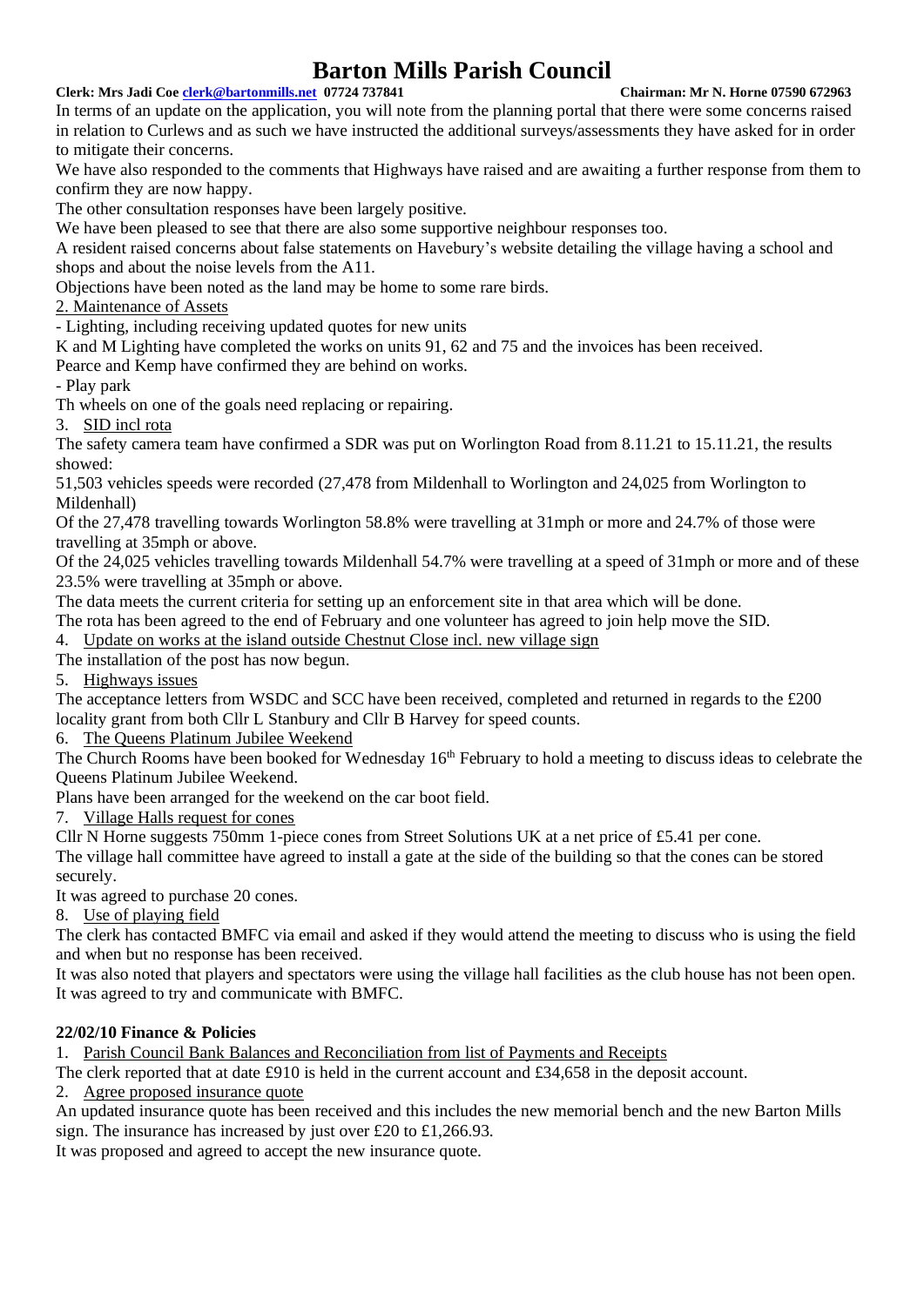In terms of an update on the application, you will note from the planning portal that there were some concerns raised in relation to Curlews and as such we have instructed the additional surveys/assessments they have asked for in order to mitigate their concerns.

We have also responded to the comments that Highways have raised and are awaiting a further response from them to confirm they are now happy.

The other consultation responses have been largely positive.

We have been pleased to see that there are also some supportive neighbour responses too.

A resident raised concerns about false statements on Havebury's website detailing the village having a school and shops and about the noise levels from the A11.

Objections have been noted as the land may be home to some rare birds.

2. Maintenance of Assets

- Lighting, including receiving updated quotes for new units

K and M Lighting have completed the works on units 91, 62 and 75 and the invoices has been received.

Pearce and Kemp have confirmed they are behind on works.

- Play park

Th wheels on one of the goals need replacing or repairing.

3. SID incl rota

The safety camera team have confirmed a SDR was put on Worlington Road from 8.11.21 to 15.11.21, the results showed:

51,503 vehicles speeds were recorded (27,478 from Mildenhall to Worlington and 24,025 from Worlington to Mildenhall)

Of the 27,478 travelling towards Worlington 58.8% were travelling at 31mph or more and 24.7% of those were travelling at 35mph or above.

Of the 24,025 vehicles travelling towards Mildenhall 54.7% were travelling at a speed of 31mph or more and of these 23.5% were travelling at 35mph or above.

The data meets the current criteria for setting up an enforcement site in that area which will be done.

The rota has been agreed to the end of February and one volunteer has agreed to join help move the SID.

4. Update on works at the island outside Chestnut Close incl. new village sign

The installation of the post has now begun.

5. Highways issues

The acceptance letters from WSDC and SCC have been received, completed and returned in regards to the £200 locality grant from both Cllr L Stanbury and Cllr B Harvey for speed counts.

6. The Queens Platinum Jubilee Weekend

The Church Rooms have been booked for Wednesday 16th February to hold a meeting to discuss ideas to celebrate the Queens Platinum Jubilee Weekend.

Plans have been arranged for the weekend on the car boot field.

7. Village Halls request for cones

Cllr N Horne suggests 750mm 1-piece cones from Street Solutions UK at a net price of £5.41 per cone.

The village hall committee have agreed to install a gate at the side of the building so that the cones can be stored securely.

It was agreed to purchase 20 cones.

8. Use of playing field

The clerk has contacted BMFC via email and asked if they would attend the meeting to discuss who is using the field and when but no response has been received.

It was also noted that players and spectators were using the village hall facilities as the club house has not been open.

It was agreed to try and communicate with BMFC.

**22/02/10 Finance & Policies**

1. Parish Council Bank Balances and Reconciliation from list of Payments and Receipts

The clerk reported that at date £910 is held in the current account and £34,658 in the deposit account.

2. Agree proposed insurance quote

An updated insurance quote has been received and this includes the new memorial bench and the new Barton Mills sign. The insurance has increased by just over £20 to £1,266.93.

It was proposed and agreed to accept the new insurance quote.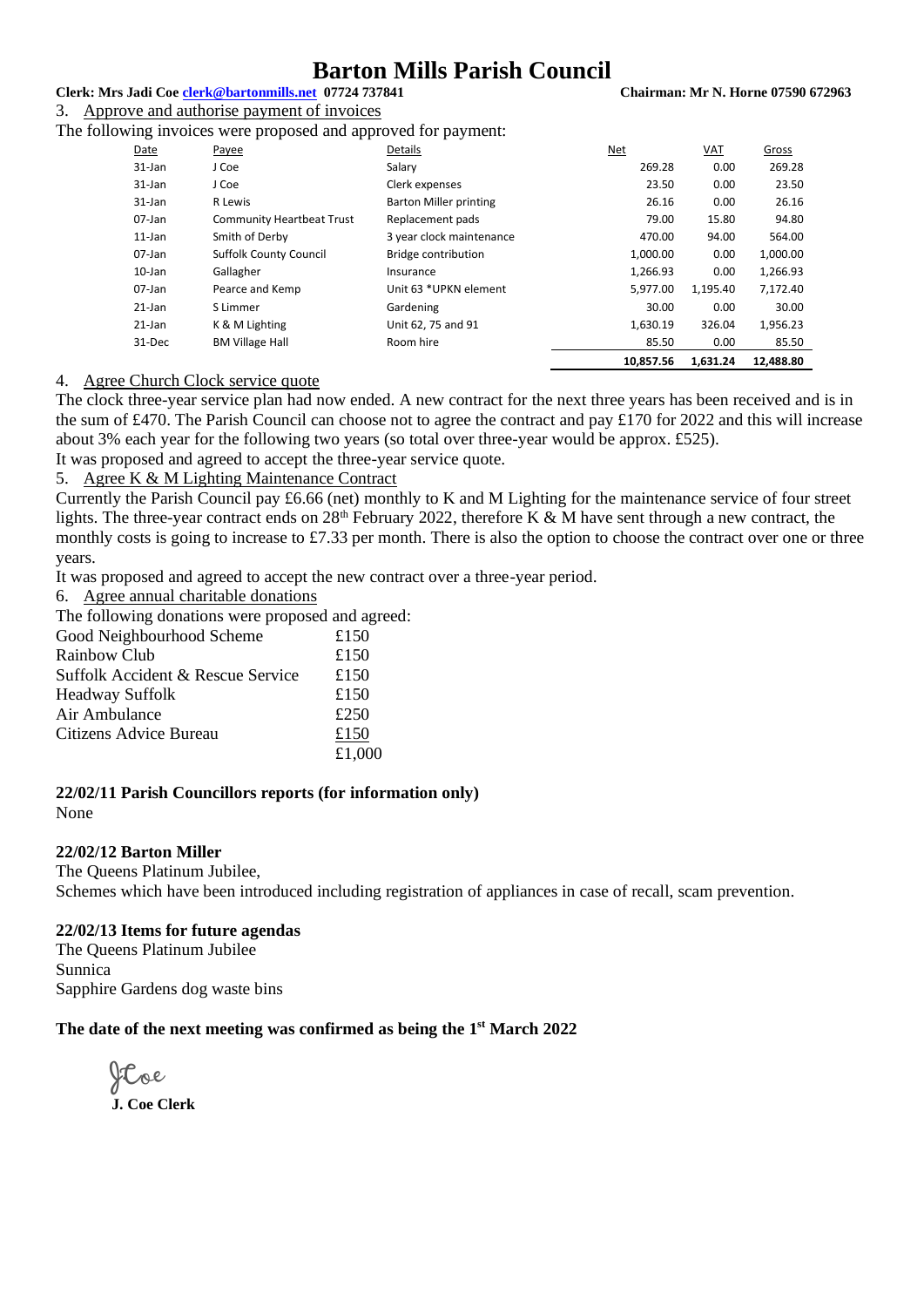# Barton Mills Parish Council

**Clerk: Mrs Jadi Coe clerk@bartonmills.net 07724 737841** **Chairman: Mr N. Horne 07590 672963**

3. Approve and authorise payment of invoices

The following invoices were proposed and approved for payment:

| Date | Payee | Details | Net | VAT | Gross |
|---|---|---|---|---|---|
| 31-Jan | J Coe | Salary | 269.28 | 0.00 | 269.28 |
| 31-Jan | J Coe | Clerk expenses | 23.50 | 0.00 | 23.50 |
| 31-Jan | R Lewis | Barton Miller printing | 26.16 | 0.00 | 26.16 |
| 07-Jan | Community Heartbeat Trust | Replacement pads | 79.00 | 15.80 | 94.80 |
| 11-Jan | Smith of Derby | 3 year clock maintenance | 470.00 | 94.00 | 564.00 |
| 07-Jan | Suffolk County Council | Bridge contribution | 1,000.00 | 0.00 | 1,000.00 |
| 10-Jan | Gallagher | Insurance | 1,266.93 | 0.00 | 1,266.93 |
| 07-Jan | Pearce and Kemp | Unit 63 *UPKN element | 5,977.00 | 1,195.40 | 7,172.40 |
| 21-Jan | S Limmer | Gardening | 30.00 | 0.00 | 30.00 |
| 21-Jan | K & M Lighting | Unit 62, 75 and 91 | 1,630.19 | 326.04 | 1,956.23 |
| 31-Dec | BM Village Hall | Room hire | 85.50 | 0.00 | 85.50 |
| | | | **10,857.56** | **1,631.24** | **12,488.80** |

4. Agree Church Clock service quote

The clock three-year service plan had now ended. A new contract for the next three years has been received and is in the sum of £470. The Parish Council can choose not to agree the contract and pay £170 for 2022 and this will increase about 3% each year for the following two years (so total over three-year would be approx. £525).

It was proposed and agreed to accept the three-year service quote.

5. Agree K & M Lighting Maintenance Contract

Currently the Parish Council pay £6.66 (net) monthly to K and M Lighting for the maintenance service of four street lights. The three-year contract ends on 28th February 2022, therefore K & M have sent through a new contract, the monthly costs is going to increase to £7.33 per month. There is also the option to choose the contract over one or three years.

It was proposed and agreed to accept the new contract over a three-year period.

6. Agree annual charitable donations

The following donations were proposed and agreed:

| | |
|---|---|
| Good Neighbourhood Scheme | £150 |
| Rainbow Club | £150 |
| Suffolk Accident & Rescue Service | £150 |
| Headway Suffolk | £150 |
| Air Ambulance | £250 |
| Citizens Advice Bureau | £150 |
| | £1,000 |

**22/02/11 Parish Councillors reports (for information only)**

None

**22/02/12 Barton Miller**

The Queens Platinum Jubilee,

Schemes which have been introduced including registration of appliances in case of recall, scam prevention.

**22/02/13 Items for future agendas**

The Queens Platinum Jubilee

Sunnica

Sapphire Gardens dog waste bins

**The date of the next meeting was confirmed as being the 1st March 2022**

JCoe

**J. Coe Clerk**